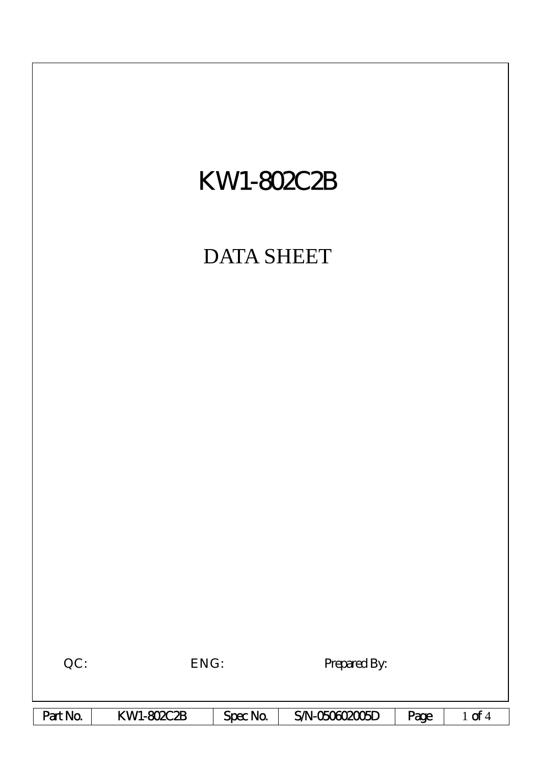# KW1-802C2B

## DATA SHEET

QC: ENG: Prepared By: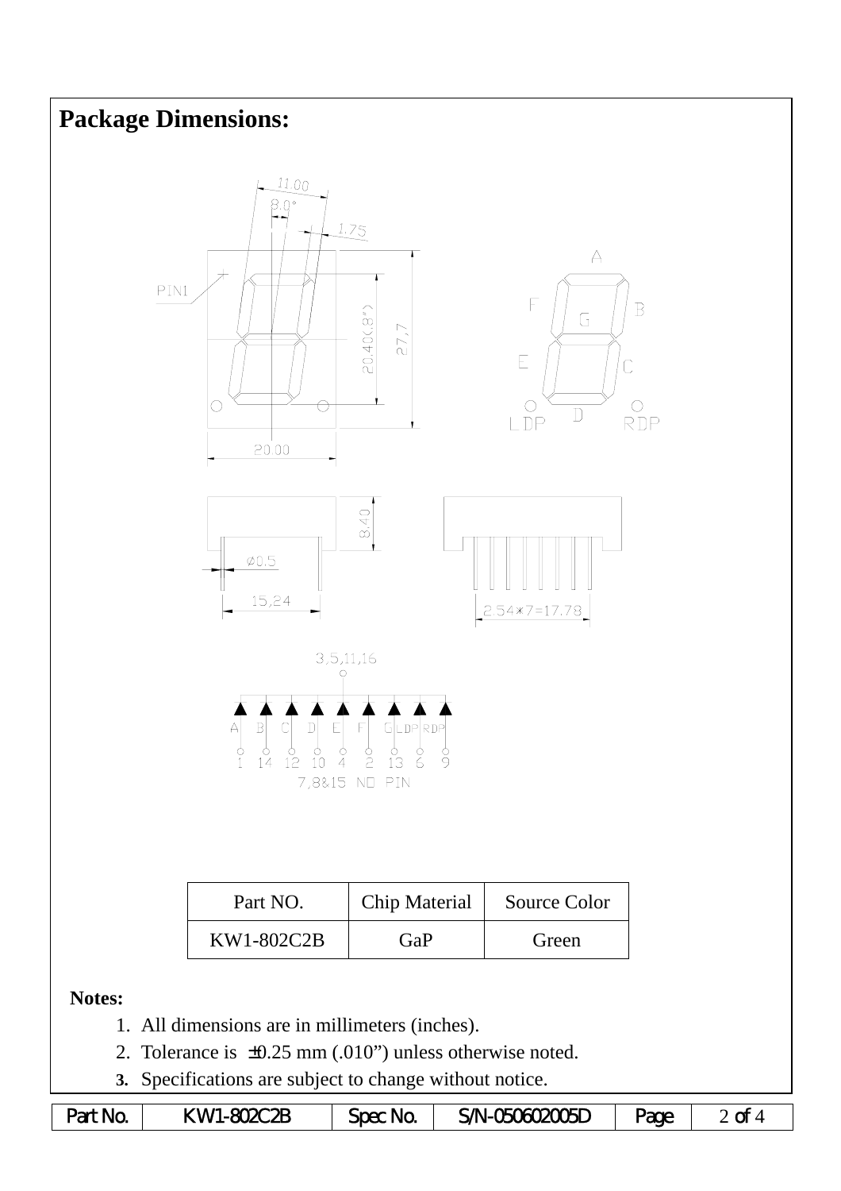## Package Dimensions:

| Part NO. | Chip Material | Source Color |
|---|---|---|
| KW1-802C2B | GaP | Green |

**Notes:**

1. All dimensions are in millimeters (inches).
2. Tolerance is ±0.25 mm (.010”) unless otherwise noted.
3. Specifications are subject to change without notice.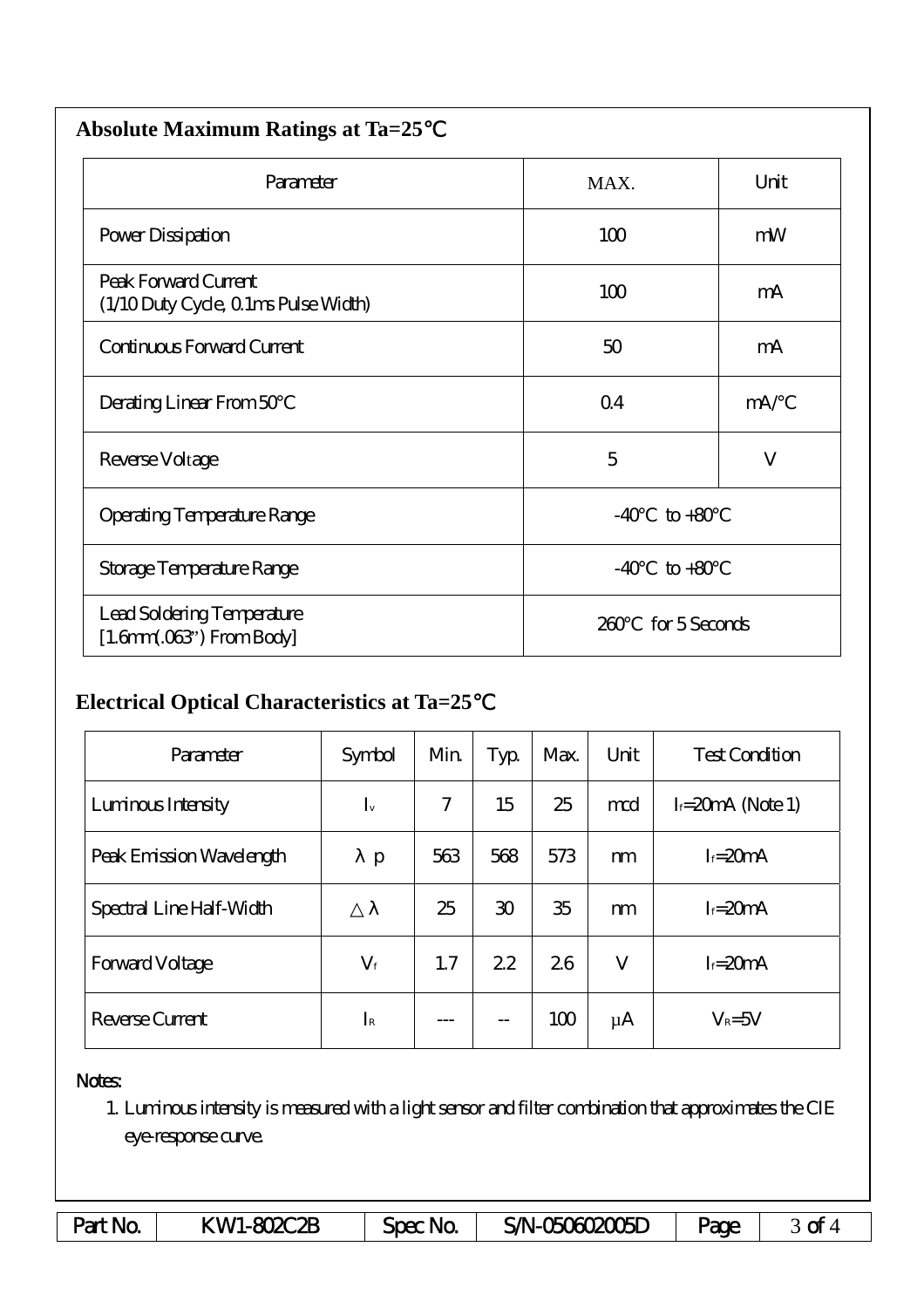## Absolute Maximum Ratings at Ta=25℃

| Parameter | MAX. | Unit |
|---|---|---|
| Power Dissipation | 100 | mW |
| Peak Forward Current (1/10 Duty Cycle, 0.1ms Pulse Width) | 100 | mA |
| Continuous Forward Current | 50 | mA |
| Derating Linear From 50°C | 0.4 | mA/°C |
| Reverse Voltage | 5 | V |
| Operating Temperature Range | -40°C to +80°C | |
| Storage Temperature Range | -40°C to +80°C | |
| Lead Soldering Temperature [1.6mm(.063") From Body] | 260°C for 5 Seconds | |

## Electrical Optical Characteristics at Ta=25℃

| Parameter | Symbol | Min. | Typ. | Max. | Unit | Test Condition |
|---|---|---|---|---|---|---|
| Luminous Intensity | $I_v$ | 7 | 15 | 25 | mcd | $I_f$=20mA (Note 1) |
| Peak Emission Wavelength | λp | 563 | 568 | 573 | nm | $I_f$=20mA |
| Spectral Line Half-Width | △λ | 25 | 30 | 35 | nm | $I_f$=20mA |
| Forward Voltage | $V_f$ | 1.7 | 2.2 | 2.6 | V | $I_f$=20mA |
| Reverse Current | $I_R$ | --- | -- | 100 | μA | $V_R$=5V |

Notes:

1. Luminous intensity is measured with a light sensor and filter combination that approximates the CIE eye-response curve.

| Part No. | KW1-802C2B | Spec No. | S/N-050602005D | Page | 3 of 4 |
|---|---|---|---|---|---|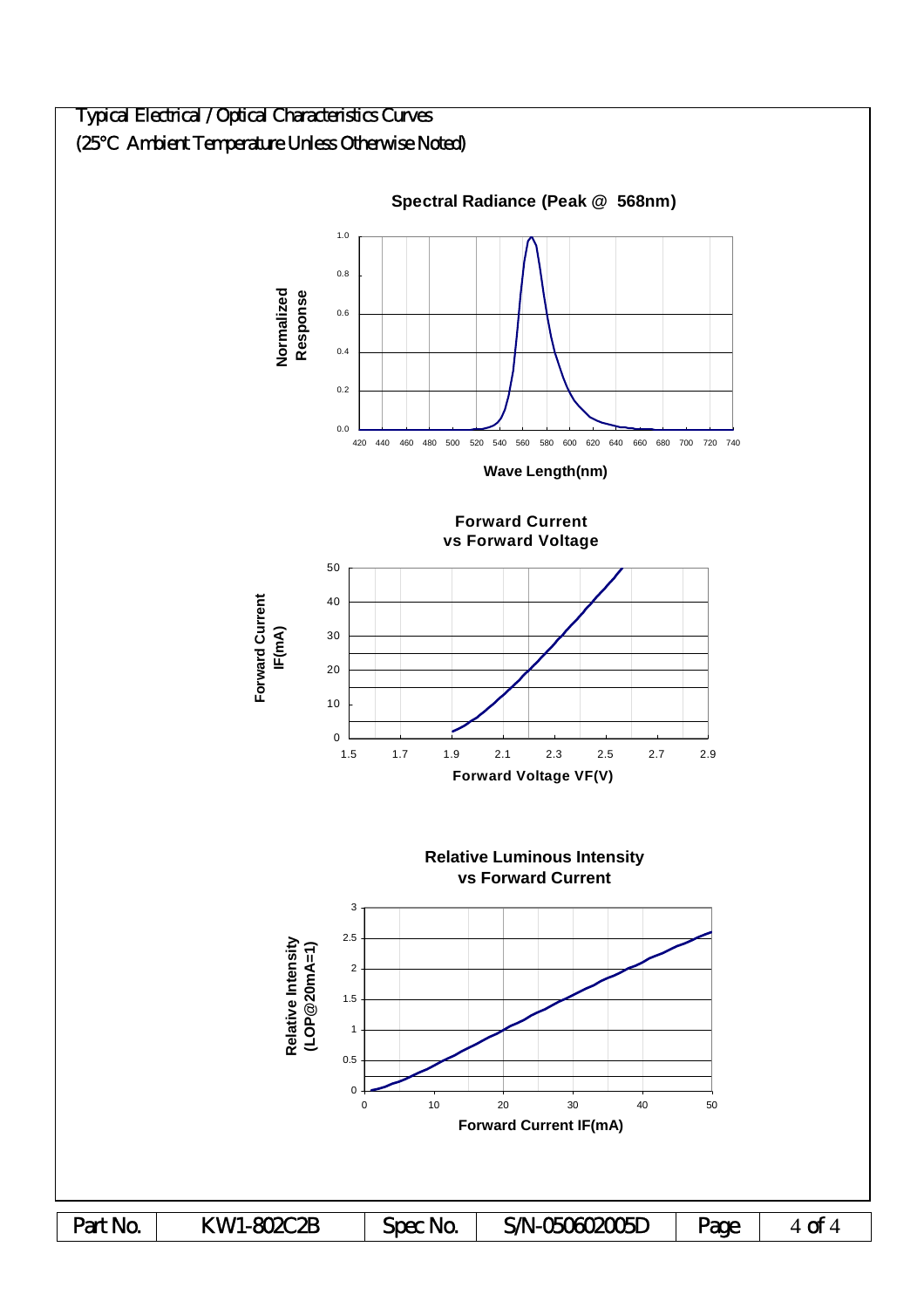Typical Electrical / Optical Characteristics Curves
(25°C Ambient Temperature Unless Otherwise Noted)

**Spectral Radiance (Peak @ 568nm)**

Normalized Response

1.0
0.8
0.6
0.4
0.2
0.0

420 440 460 480 500 520 540 560 580 600 620 640 660 680 700 720 740

Wave Length(nm)

**Forward Current vs Forward Voltage**

Forward Current IF(mA)

50
40
30
20
10
0

1.5 1.7 1.9 2.1 2.3 2.5 2.7 2.9

Forward Voltage VF(V)

**Relative Luminous Intensity vs Forward Current**

Relative Intensity (LOP@20mA=1)

3
2.5
2
1.5
1
0.5
0

0 10 20 30 40 50

Forward Current IF(mA)

| Part No. | KW1-802C2B | Spec No. | S/N-050602005D | Page | 4 of 4 |
|---|---|---|---|---|---|